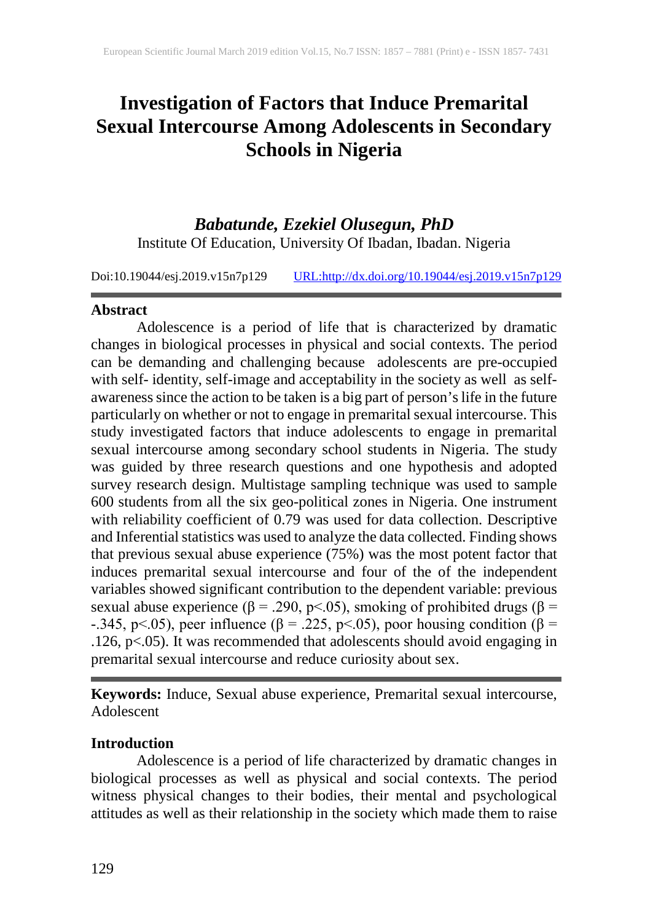# Investigation of Factors that Induce Premarital Sexual Intercourse Among Adolescents in Secondary Schools in Nigeria

***Babatunde, Ezekiel Olusegun, PhD***

Institute Of Education, University Of Ibadan, Ibadan. Nigeria

Doi:10.19044/esj.2019.v15n7p129 URL:http://dx.doi.org/10.19044/esj.2019.v15n7p129

## Abstract

Adolescence is a period of life that is characterized by dramatic changes in biological processes in physical and social contexts. The period can be demanding and challenging because adolescents are pre-occupied with self- identity, self-image and acceptability in the society as well as self-awareness since the action to be taken is a big part of person's life in the future particularly on whether or not to engage in premarital sexual intercourse. This study investigated factors that induce adolescents to engage in premarital sexual intercourse among secondary school students in Nigeria. The study was guided by three research questions and one hypothesis and adopted survey research design. Multistage sampling technique was used to sample 600 students from all the six geo-political zones in Nigeria. One instrument with reliability coefficient of 0.79 was used for data collection. Descriptive and Inferential statistics was used to analyze the data collected. Finding shows that previous sexual abuse experience (75%) was the most potent factor that induces premarital sexual intercourse and four of the of the independent variables showed significant contribution to the dependent variable: previous sexual abuse experience ($\beta = .290$, $p<.05$), smoking of prohibited drugs ($\beta = -.345$, $p<.05$), peer influence ($\beta = .225$, $p<.05$), poor housing condition ($\beta = .126$, $p<.05$). It was recommended that adolescents should avoid engaging in premarital sexual intercourse and reduce curiosity about sex.

**Keywords:** Induce, Sexual abuse experience, Premarital sexual intercourse, Adolescent

## Introduction

Adolescence is a period of life characterized by dramatic changes in biological processes as well as physical and social contexts. The period witness physical changes to their bodies, their mental and psychological attitudes as well as their relationship in the society which made them to raise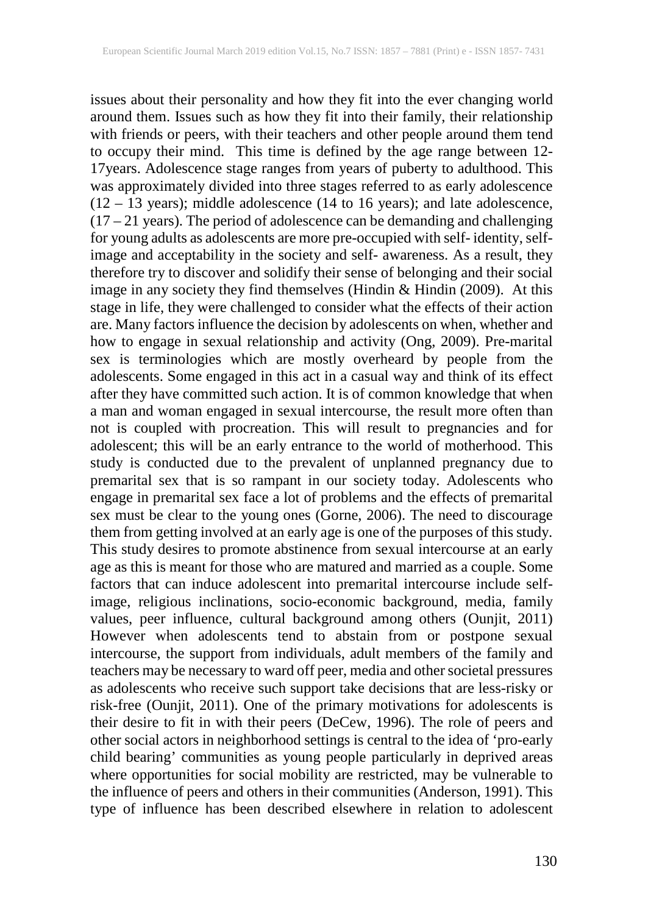issues about their personality and how they fit into the ever changing world around them. Issues such as how they fit into their family, their relationship with friends or peers, with their teachers and other people around them tend to occupy their mind. This time is defined by the age range between 12-17years. Adolescence stage ranges from years of puberty to adulthood. This was approximately divided into three stages referred to as early adolescence (12 – 13 years); middle adolescence (14 to 16 years); and late adolescence, (17 – 21 years). The period of adolescence can be demanding and challenging for young adults as adolescents are more pre-occupied with self- identity, self-image and acceptability in the society and self- awareness. As a result, they therefore try to discover and solidify their sense of belonging and their social image in any society they find themselves (Hindin & Hindin (2009). At this stage in life, they were challenged to consider what the effects of their action are. Many factors influence the decision by adolescents on when, whether and how to engage in sexual relationship and activity (Ong, 2009). Pre-marital sex is terminologies which are mostly overheard by people from the adolescents. Some engaged in this act in a casual way and think of its effect after they have committed such action. It is of common knowledge that when a man and woman engaged in sexual intercourse, the result more often than not is coupled with procreation. This will result to pregnancies and for adolescent; this will be an early entrance to the world of motherhood. This study is conducted due to the prevalent of unplanned pregnancy due to premarital sex that is so rampant in our society today. Adolescents who engage in premarital sex face a lot of problems and the effects of premarital sex must be clear to the young ones (Gorne, 2006). The need to discourage them from getting involved at an early age is one of the purposes of this study. This study desires to promote abstinence from sexual intercourse at an early age as this is meant for those who are matured and married as a couple. Some factors that can induce adolescent into premarital intercourse include self-image, religious inclinations, socio-economic background, media, family values, peer influence, cultural background among others (Ounjit, 2011) However when adolescents tend to abstain from or postpone sexual intercourse, the support from individuals, adult members of the family and teachers may be necessary to ward off peer, media and other societal pressures as adolescents who receive such support take decisions that are less-risky or risk-free (Ounjit, 2011). One of the primary motivations for adolescents is their desire to fit in with their peers (DeCew, 1996). The role of peers and other social actors in neighborhood settings is central to the idea of 'pro-early child bearing' communities as young people particularly in deprived areas where opportunities for social mobility are restricted, may be vulnerable to the influence of peers and others in their communities (Anderson, 1991). This type of influence has been described elsewhere in relation to adolescent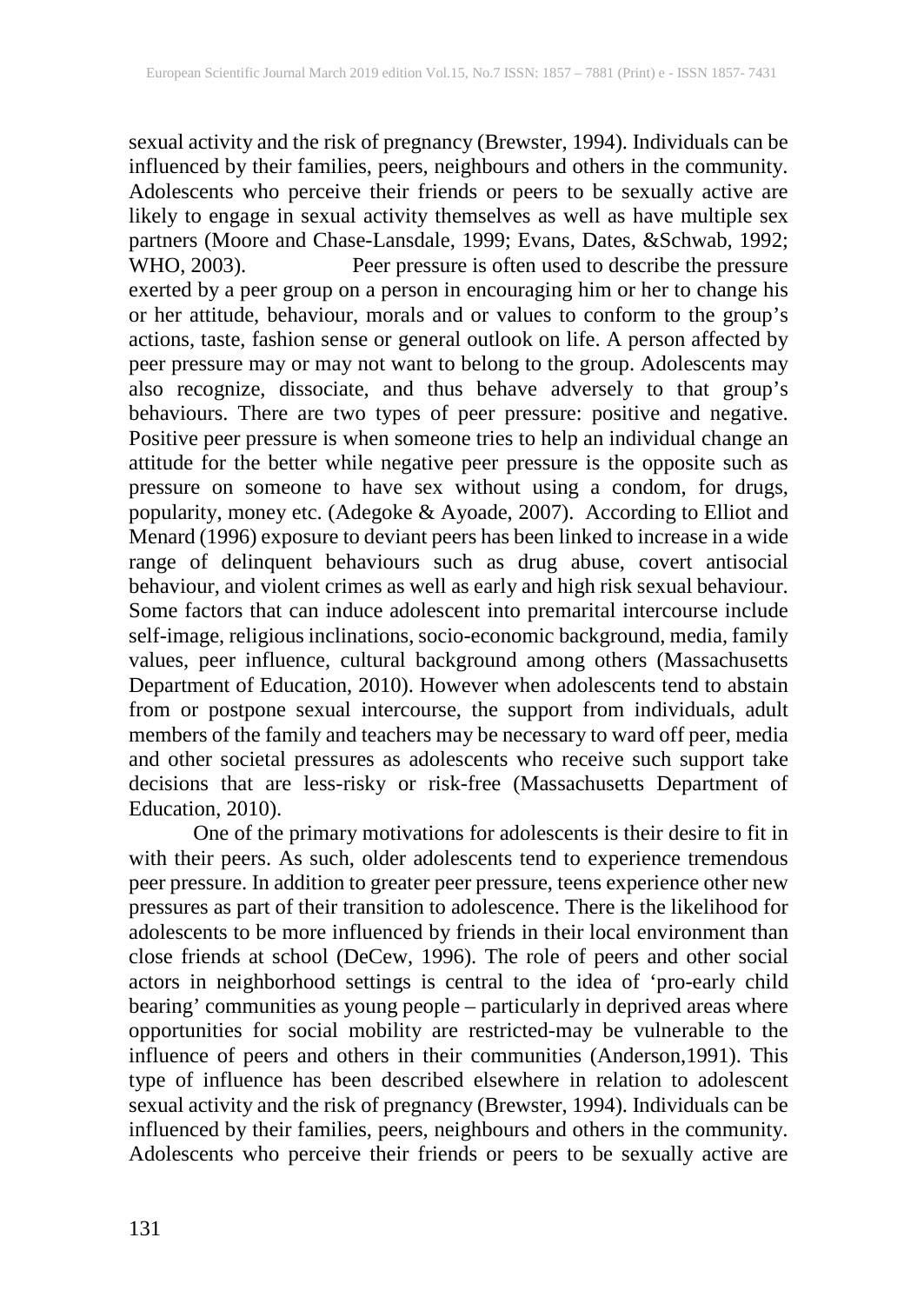sexual activity and the risk of pregnancy (Brewster, 1994). Individuals can be influenced by their families, peers, neighbours and others in the community. Adolescents who perceive their friends or peers to be sexually active are likely to engage in sexual activity themselves as well as have multiple sex partners (Moore and Chase-Lansdale, 1999; Evans, Dates, &Schwab, 1992; WHO, 2003). Peer pressure is often used to describe the pressure exerted by a peer group on a person in encouraging him or her to change his or her attitude, behaviour, morals and or values to conform to the group's actions, taste, fashion sense or general outlook on life. A person affected by peer pressure may or may not want to belong to the group. Adolescents may also recognize, dissociate, and thus behave adversely to that group's behaviours. There are two types of peer pressure: positive and negative. Positive peer pressure is when someone tries to help an individual change an attitude for the better while negative peer pressure is the opposite such as pressure on someone to have sex without using a condom, for drugs, popularity, money etc. (Adegoke & Ayoade, 2007). According to Elliot and Menard (1996) exposure to deviant peers has been linked to increase in a wide range of delinquent behaviours such as drug abuse, covert antisocial behaviour, and violent crimes as well as early and high risk sexual behaviour. Some factors that can induce adolescent into premarital intercourse include self-image, religious inclinations, socio-economic background, media, family values, peer influence, cultural background among others (Massachusetts Department of Education, 2010). However when adolescents tend to abstain from or postpone sexual intercourse, the support from individuals, adult members of the family and teachers may be necessary to ward off peer, media and other societal pressures as adolescents who receive such support take decisions that are less-risky or risk-free (Massachusetts Department of Education, 2010).

One of the primary motivations for adolescents is their desire to fit in with their peers. As such, older adolescents tend to experience tremendous peer pressure. In addition to greater peer pressure, teens experience other new pressures as part of their transition to adolescence. There is the likelihood for adolescents to be more influenced by friends in their local environment than close friends at school (DeCew, 1996). The role of peers and other social actors in neighborhood settings is central to the idea of 'pro-early child bearing' communities as young people – particularly in deprived areas where opportunities for social mobility are restricted-may be vulnerable to the influence of peers and others in their communities (Anderson,1991). This type of influence has been described elsewhere in relation to adolescent sexual activity and the risk of pregnancy (Brewster, 1994). Individuals can be influenced by their families, peers, neighbours and others in the community. Adolescents who perceive their friends or peers to be sexually active are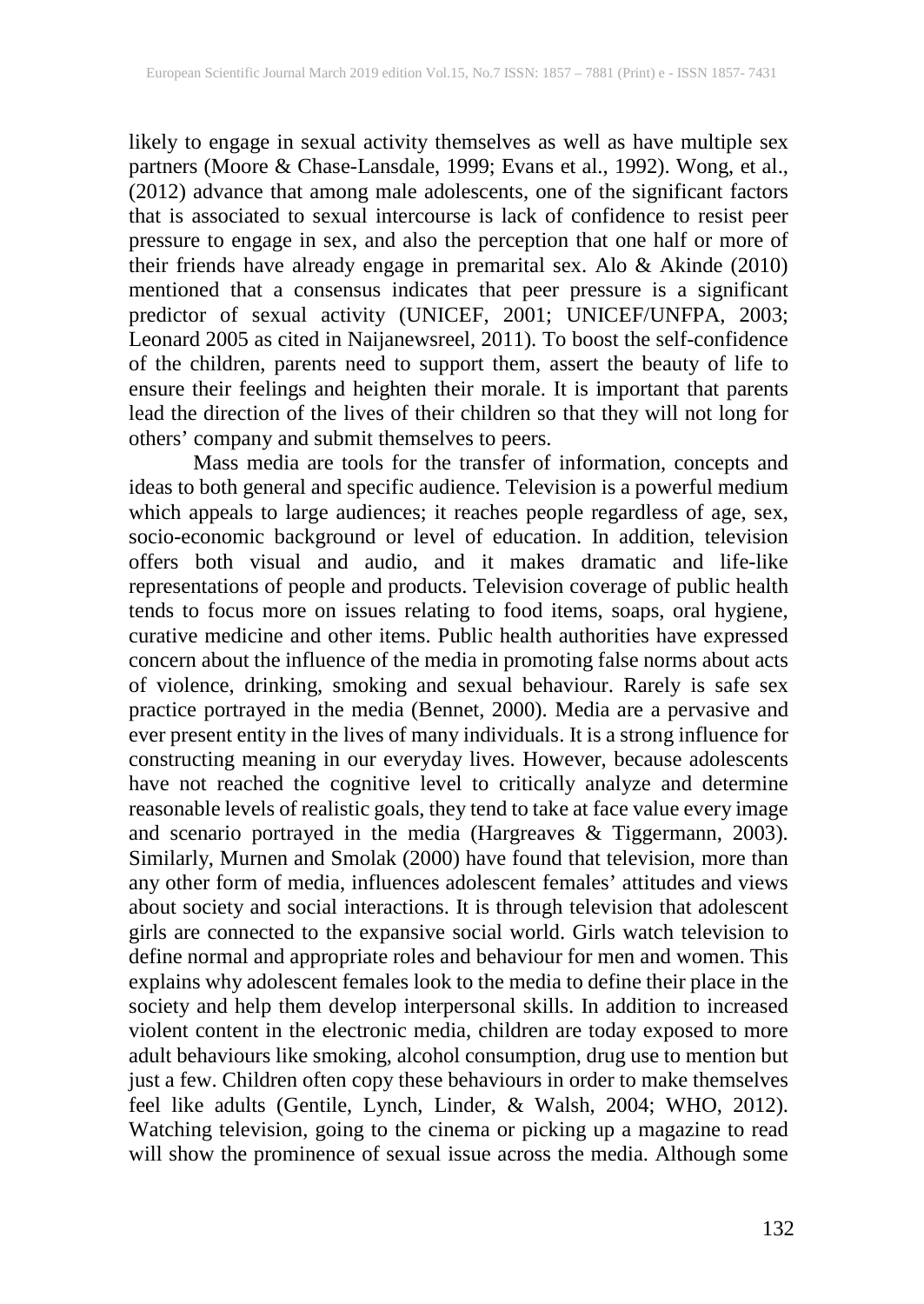likely to engage in sexual activity themselves as well as have multiple sex partners (Moore & Chase-Lansdale, 1999; Evans et al., 1992). Wong, et al., (2012) advance that among male adolescents, one of the significant factors that is associated to sexual intercourse is lack of confidence to resist peer pressure to engage in sex, and also the perception that one half or more of their friends have already engage in premarital sex. Alo & Akinde (2010) mentioned that a consensus indicates that peer pressure is a significant predictor of sexual activity (UNICEF, 2001; UNICEF/UNFPA, 2003; Leonard 2005 as cited in Naijanewsreel, 2011). To boost the self-confidence of the children, parents need to support them, assert the beauty of life to ensure their feelings and heighten their morale. It is important that parents lead the direction of the lives of their children so that they will not long for others' company and submit themselves to peers.

Mass media are tools for the transfer of information, concepts and ideas to both general and specific audience. Television is a powerful medium which appeals to large audiences; it reaches people regardless of age, sex, socio-economic background or level of education. In addition, television offers both visual and audio, and it makes dramatic and life-like representations of people and products. Television coverage of public health tends to focus more on issues relating to food items, soaps, oral hygiene, curative medicine and other items. Public health authorities have expressed concern about the influence of the media in promoting false norms about acts of violence, drinking, smoking and sexual behaviour. Rarely is safe sex practice portrayed in the media (Bennet, 2000). Media are a pervasive and ever present entity in the lives of many individuals. It is a strong influence for constructing meaning in our everyday lives. However, because adolescents have not reached the cognitive level to critically analyze and determine reasonable levels of realistic goals, they tend to take at face value every image and scenario portrayed in the media (Hargreaves & Tiggermann, 2003). Similarly, Murnen and Smolak (2000) have found that television, more than any other form of media, influences adolescent females' attitudes and views about society and social interactions. It is through television that adolescent girls are connected to the expansive social world. Girls watch television to define normal and appropriate roles and behaviour for men and women. This explains why adolescent females look to the media to define their place in the society and help them develop interpersonal skills. In addition to increased violent content in the electronic media, children are today exposed to more adult behaviours like smoking, alcohol consumption, drug use to mention but just a few. Children often copy these behaviours in order to make themselves feel like adults (Gentile, Lynch, Linder, & Walsh, 2004; WHO, 2012). Watching television, going to the cinema or picking up a magazine to read will show the prominence of sexual issue across the media. Although some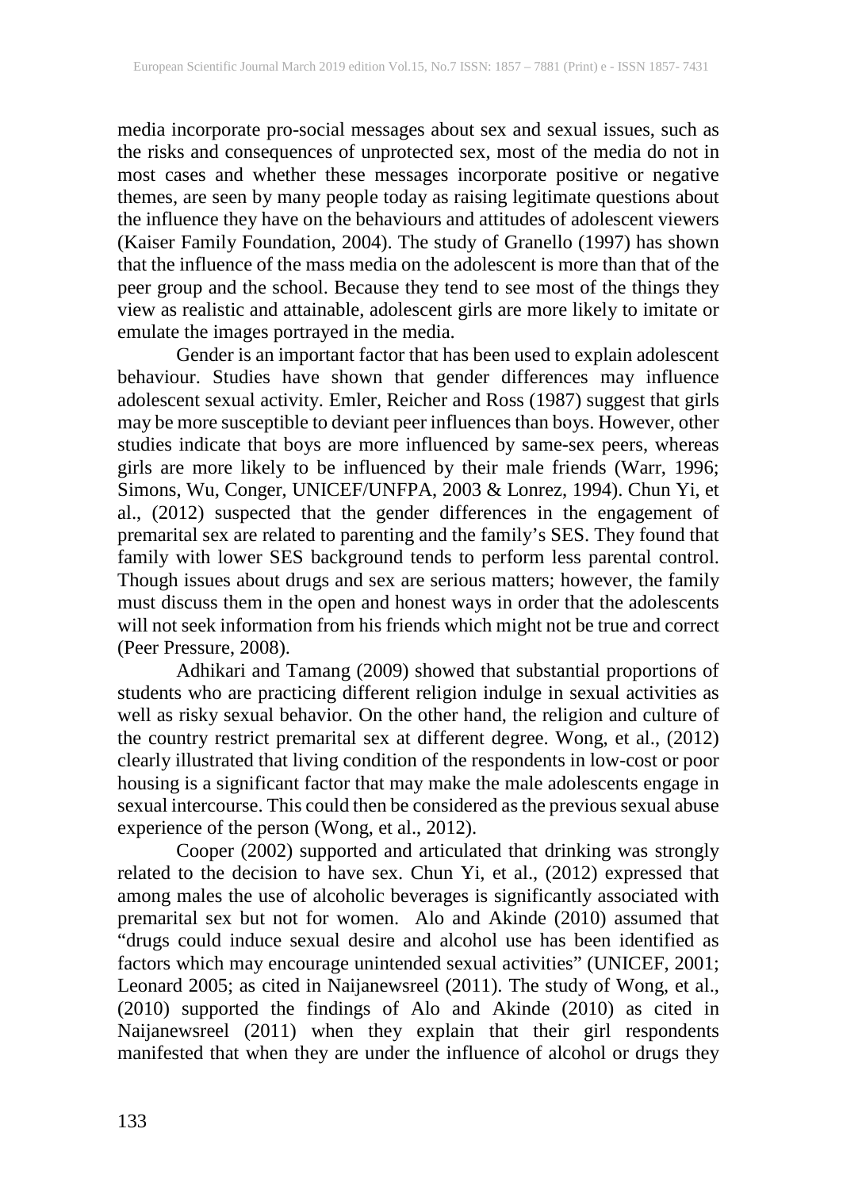media incorporate pro-social messages about sex and sexual issues, such as the risks and consequences of unprotected sex, most of the media do not in most cases and whether these messages incorporate positive or negative themes, are seen by many people today as raising legitimate questions about the influence they have on the behaviours and attitudes of adolescent viewers (Kaiser Family Foundation, 2004). The study of Granello (1997) has shown that the influence of the mass media on the adolescent is more than that of the peer group and the school. Because they tend to see most of the things they view as realistic and attainable, adolescent girls are more likely to imitate or emulate the images portrayed in the media.

Gender is an important factor that has been used to explain adolescent behaviour. Studies have shown that gender differences may influence adolescent sexual activity. Emler, Reicher and Ross (1987) suggest that girls may be more susceptible to deviant peer influences than boys. However, other studies indicate that boys are more influenced by same-sex peers, whereas girls are more likely to be influenced by their male friends (Warr, 1996; Simons, Wu, Conger, UNICEF/UNFPA, 2003 & Lonrez, 1994). Chun Yi, et al., (2012) suspected that the gender differences in the engagement of premarital sex are related to parenting and the family's SES. They found that family with lower SES background tends to perform less parental control. Though issues about drugs and sex are serious matters; however, the family must discuss them in the open and honest ways in order that the adolescents will not seek information from his friends which might not be true and correct (Peer Pressure, 2008).

Adhikari and Tamang (2009) showed that substantial proportions of students who are practicing different religion indulge in sexual activities as well as risky sexual behavior. On the other hand, the religion and culture of the country restrict premarital sex at different degree. Wong, et al., (2012) clearly illustrated that living condition of the respondents in low-cost or poor housing is a significant factor that may make the male adolescents engage in sexual intercourse. This could then be considered as the previous sexual abuse experience of the person (Wong, et al., 2012).

Cooper (2002) supported and articulated that drinking was strongly related to the decision to have sex. Chun Yi, et al., (2012) expressed that among males the use of alcoholic beverages is significantly associated with premarital sex but not for women. Alo and Akinde (2010) assumed that "drugs could induce sexual desire and alcohol use has been identified as factors which may encourage unintended sexual activities" (UNICEF, 2001; Leonard 2005; as cited in Naijanewsreel (2011). The study of Wong, et al., (2010) supported the findings of Alo and Akinde (2010) as cited in Naijanewsreel (2011) when they explain that their girl respondents manifested that when they are under the influence of alcohol or drugs they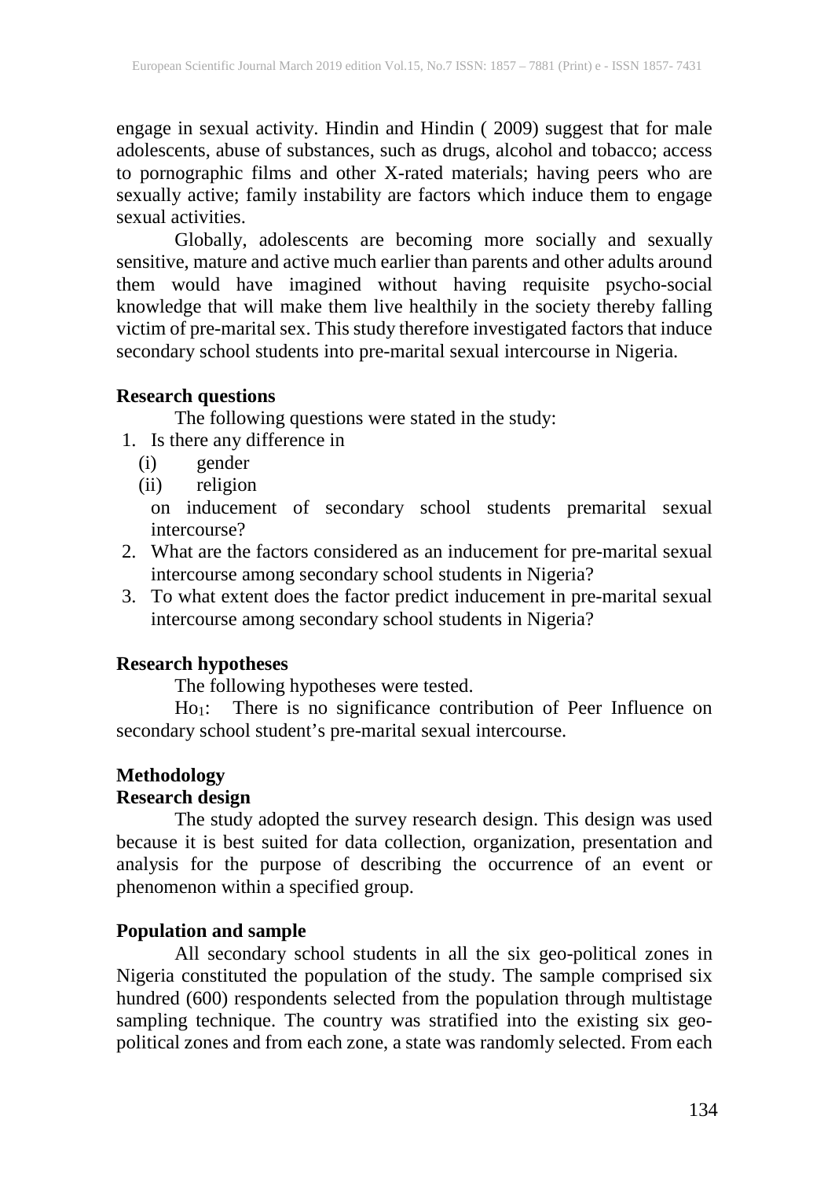engage in sexual activity. Hindin and Hindin ( 2009) suggest that for male adolescents, abuse of substances, such as drugs, alcohol and tobacco; access to pornographic films and other X-rated materials; having peers who are sexually active; family instability are factors which induce them to engage sexual activities.

Globally, adolescents are becoming more socially and sexually sensitive, mature and active much earlier than parents and other adults around them would have imagined without having requisite psycho-social knowledge that will make them live healthily in the society thereby falling victim of pre-marital sex. This study therefore investigated factors that induce secondary school students into pre-marital sexual intercourse in Nigeria.

### Research questions

The following questions were stated in the study:

1. Is there any difference in
   (i) gender
   (ii) religion

   on inducement of secondary school students premarital sexual intercourse?
2. What are the factors considered as an inducement for pre-marital sexual intercourse among secondary school students in Nigeria?
3. To what extent does the factor predict inducement in pre-marital sexual intercourse among secondary school students in Nigeria?

### Research hypotheses

The following hypotheses were tested.

$Ho_1$: There is no significance contribution of Peer Influence on secondary school student's pre-marital sexual intercourse.

## Methodology

### Research design

The study adopted the survey research design. This design was used because it is best suited for data collection, organization, presentation and analysis for the purpose of describing the occurrence of an event or phenomenon within a specified group.

### Population and sample

All secondary school students in all the six geo-political zones in Nigeria constituted the population of the study. The sample comprised six hundred (600) respondents selected from the population through multistage sampling technique. The country was stratified into the existing six geo-political zones and from each zone, a state was randomly selected. From each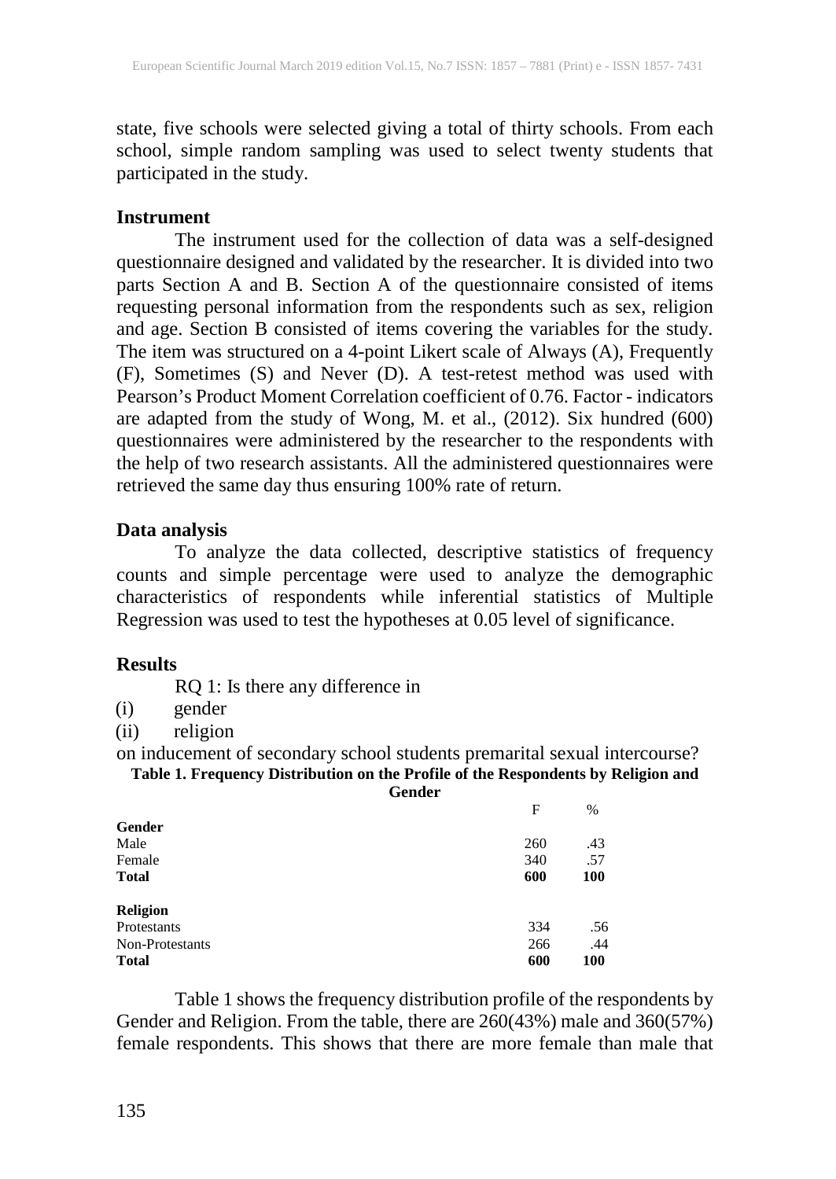state, five schools were selected giving a total of thirty schools. From each school, simple random sampling was used to select twenty students that participated in the study.

### Instrument

The instrument used for the collection of data was a self-designed questionnaire designed and validated by the researcher. It is divided into two parts Section A and B. Section A of the questionnaire consisted of items requesting personal information from the respondents such as sex, religion and age. Section B consisted of items covering the variables for the study. The item was structured on a 4-point Likert scale of Always (A), Frequently (F), Sometimes (S) and Never (D). A test-retest method was used with Pearson's Product Moment Correlation coefficient of 0.76. Factor - indicators are adapted from the study of Wong, M. et al., (2012). Six hundred (600) questionnaires were administered by the researcher to the respondents with the help of two research assistants. All the administered questionnaires were retrieved the same day thus ensuring 100% rate of return.

### Data analysis

To analyze the data collected, descriptive statistics of frequency counts and simple percentage were used to analyze the demographic characteristics of respondents while inferential statistics of Multiple Regression was used to test the hypotheses at 0.05 level of significance.

### Results

RQ 1: Is there any difference in

(i) gender
(ii) religion

on inducement of secondary school students premarital sexual intercourse?

**Table 1. Frequency Distribution on the Profile of the Respondents by Religion and Gender**

| | F | % |
|---|---|---|
| **Gender** | | |
| Male | 260 | .43 |
| Female | 340 | .57 |
| **Total** | **600** | **100** |
| **Religion** | | |
| Protestants | 334 | .56 |
| Non-Protestants | 266 | .44 |
| **Total** | **600** | **100** |

Table 1 shows the frequency distribution profile of the respondents by Gender and Religion. From the table, there are 260(43%) male and 360(57%) female respondents. This shows that there are more female than male that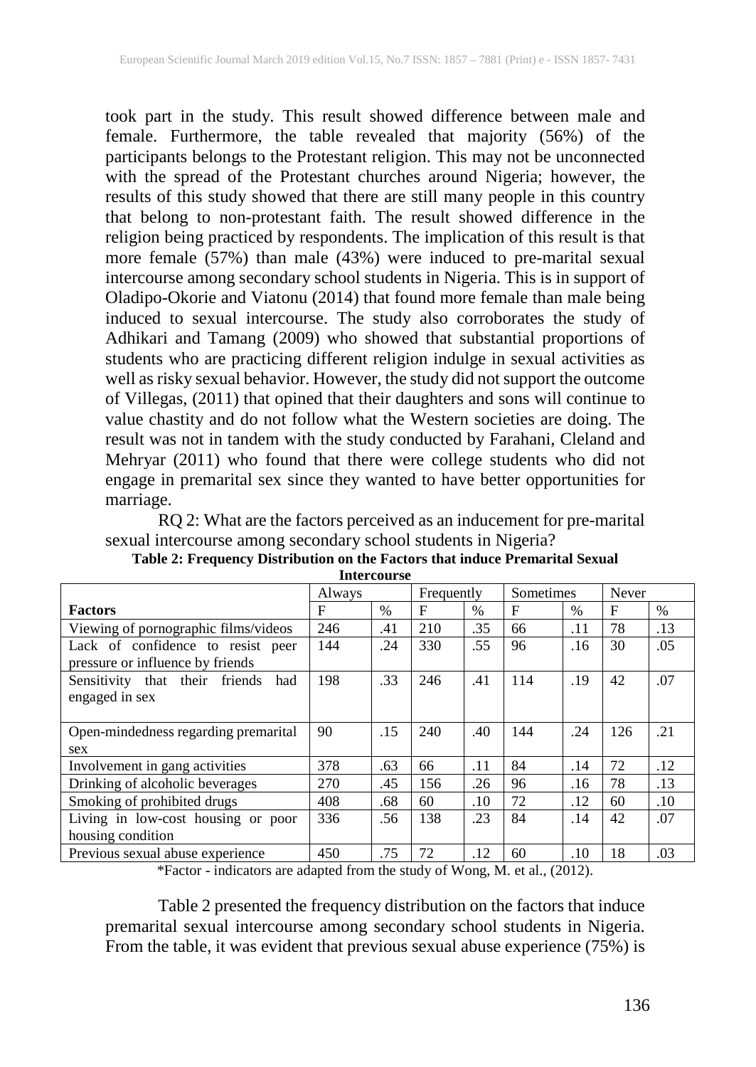took part in the study. This result showed difference between male and female. Furthermore, the table revealed that majority (56%) of the participants belongs to the Protestant religion. This may not be unconnected with the spread of the Protestant churches around Nigeria; however, the results of this study showed that there are still many people in this country that belong to non-protestant faith. The result showed difference in the religion being practiced by respondents. The implication of this result is that more female (57%) than male (43%) were induced to pre-marital sexual intercourse among secondary school students in Nigeria. This is in support of Oladipo-Okorie and Viatonu (2014) that found more female than male being induced to sexual intercourse. The study also corroborates the study of Adhikari and Tamang (2009) who showed that substantial proportions of students who are practicing different religion indulge in sexual activities as well as risky sexual behavior. However, the study did not support the outcome of Villegas, (2011) that opined that their daughters and sons will continue to value chastity and do not follow what the Western societies are doing. The result was not in tandem with the study conducted by Farahani, Cleland and Mehryar (2011) who found that there were college students who did not engage in premarital sex since they wanted to have better opportunities for marriage.

RQ 2: What are the factors perceived as an inducement for pre-marital sexual intercourse among secondary school students in Nigeria?

**Table 2: Frequency Distribution on the Factors that induce Premarital Sexual Intercourse**

| | Always | | Frequently | | Sometimes | | Never | |
|---|---|---|---|---|---|---|---|---|
| **Factors** | F | % | F | % | F | % | F | % |
| Viewing of pornographic films/videos | 246 | .41 | 210 | .35 | 66 | .11 | 78 | .13 |
| Lack of confidence to resist peer pressure or influence by friends | 144 | .24 | 330 | .55 | 96 | .16 | 30 | .05 |
| Sensitivity that their friends had engaged in sex | 198 | .33 | 246 | .41 | 114 | .19 | 42 | .07 |
| Open-mindedness regarding premarital sex | 90 | .15 | 240 | .40 | 144 | .24 | 126 | .21 |
| Involvement in gang activities | 378 | .63 | 66 | .11 | 84 | .14 | 72 | .12 |
| Drinking of alcoholic beverages | 270 | .45 | 156 | .26 | 96 | .16 | 78 | .13 |
| Smoking of prohibited drugs | 408 | .68 | 60 | .10 | 72 | .12 | 60 | .10 |
| Living in low-cost housing or poor housing condition | 336 | .56 | 138 | .23 | 84 | .14 | 42 | .07 |
| Previous sexual abuse experience | 450 | .75 | 72 | .12 | 60 | .10 | 18 | .03 |

*Factor - indicators are adapted from the study of Wong, M. et al., (2012).

Table 2 presented the frequency distribution on the factors that induce premarital sexual intercourse among secondary school students in Nigeria. From the table, it was evident that previous sexual abuse experience (75%) is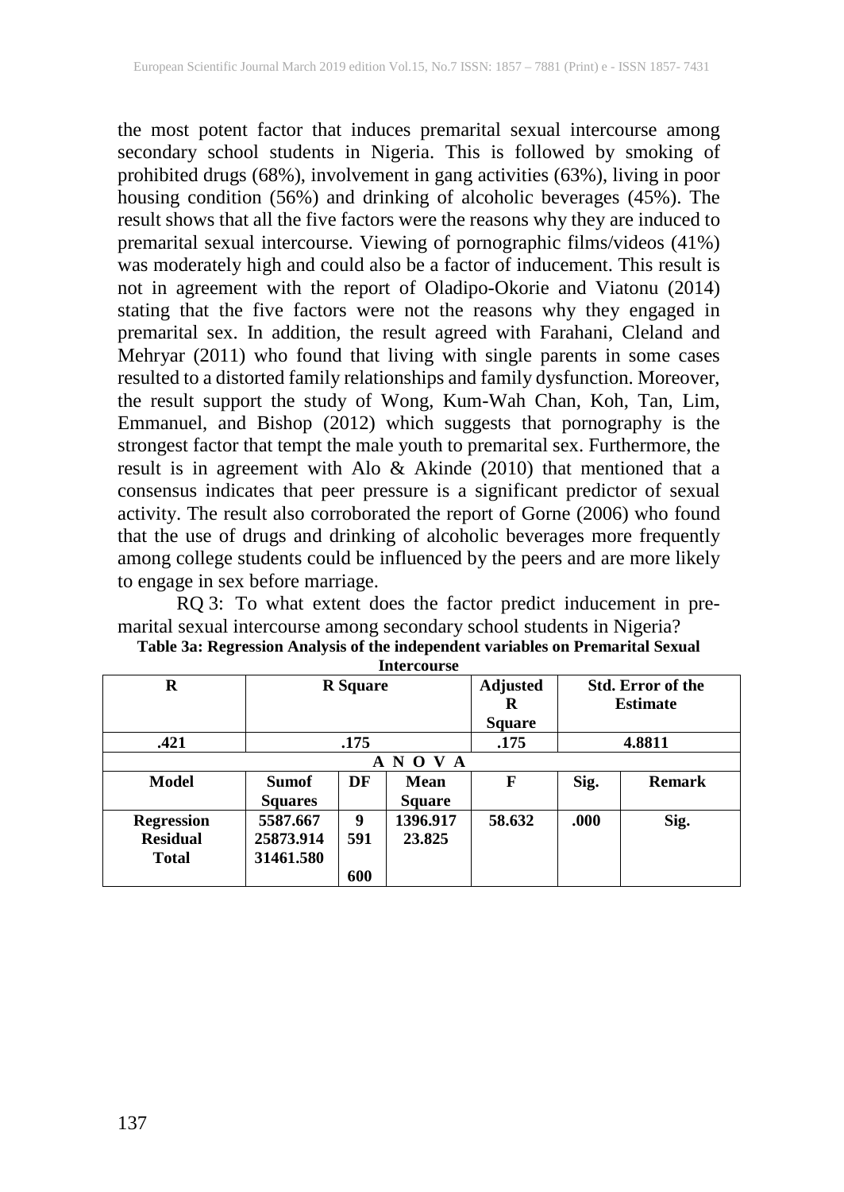the most potent factor that induces premarital sexual intercourse among secondary school students in Nigeria. This is followed by smoking of prohibited drugs (68%), involvement in gang activities (63%), living in poor housing condition (56%) and drinking of alcoholic beverages (45%). The result shows that all the five factors were the reasons why they are induced to premarital sexual intercourse. Viewing of pornographic films/videos (41%) was moderately high and could also be a factor of inducement. This result is not in agreement with the report of Oladipo-Okorie and Viatonu (2014) stating that the five factors were not the reasons why they engaged in premarital sex. In addition, the result agreed with Farahani, Cleland and Mehryar (2011) who found that living with single parents in some cases resulted to a distorted family relationships and family dysfunction. Moreover, the result support the study of Wong, Kum-Wah Chan, Koh, Tan, Lim, Emmanuel, and Bishop (2012) which suggests that pornography is the strongest factor that tempt the male youth to premarital sex. Furthermore, the result is in agreement with Alo & Akinde (2010) that mentioned that a consensus indicates that peer pressure is a significant predictor of sexual activity. The result also corroborated the report of Gorne (2006) who found that the use of drugs and drinking of alcoholic beverages more frequently among college students could be influenced by the peers and are more likely to engage in sex before marriage.

RQ 3: To what extent does the factor predict inducement in pre-marital sexual intercourse among secondary school students in Nigeria?

**Table 3a: Regression Analysis of the independent variables on Premarital Sexual Intercourse**

| R | R Square | | | Adjusted R Square | Std. Error of the Estimate | |
|---|---|---|---|---|---|---|
| .421 | .175 | | | .175 | 4.8811 | |
| **A N O V A** | | | | | | |
| **Model** | **Sumof Squares** | **DF** | **Mean Square** | **F** | **Sig.** | **Remark** |
| **Regression** | **5587.667** | **9** | **1396.917** | **58.632** | **.000** | **Sig.** |
| **Residual** | **25873.914** | **591** | **23.825** | | | |
| **Total** | **31461.580** | **600** | | | | |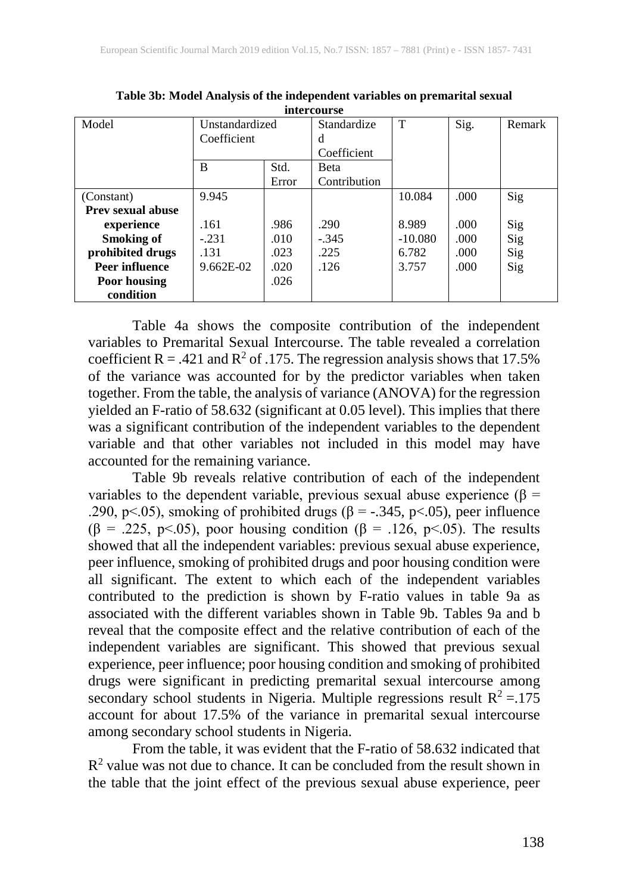**Table 3b: Model Analysis of the independent variables on premarital sexual intercourse**

| Model | Unstandardized Coefficient | | Standardized Coefficient | T | Sig. | Remark |
|---|---|---|---|---|---|---|
| | B | Std. Error | Beta Contribution | | | |
| (Constant) | 9.945 | | | 10.084 | .000 | Sig |
| **Prev sexual abuse experience** | .161 | .986 | .290 | 8.989 | .000 | Sig |
| **Smoking of prohibited drugs** | -.231 | .010 | -.345 | -10.080 | .000 | Sig |
| **Peer influence** | .131 | .023 | .225 | 6.782 | .000 | Sig |
| **Poor housing condition** | 9.662E-02 | .020 | .126 | 3.757 | .000 | Sig |
| | | .026 | | | | |

Table 4a shows the composite contribution of the independent variables to Premarital Sexual Intercourse. The table revealed a correlation coefficient R = .421 and $R^2$ of .175. The regression analysis shows that 17.5% of the variance was accounted for by the predictor variables when taken together. From the table, the analysis of variance (ANOVA) for the regression yielded an F-ratio of 58.632 (significant at 0.05 level). This implies that there was a significant contribution of the independent variables to the dependent variable and that other variables not included in this model may have accounted for the remaining variance.

Table 9b reveals relative contribution of each of the independent variables to the dependent variable, previous sexual abuse experience ($\beta$ = .290, $p<.05$), smoking of prohibited drugs ($\beta$ = -.345, $p<.05$), peer influence ($\beta$ = .225, $p<.05$), poor housing condition ($\beta$ = .126, $p<.05$). The results showed that all the independent variables: previous sexual abuse experience, peer influence, smoking of prohibited drugs and poor housing condition were all significant. The extent to which each of the independent variables contributed to the prediction is shown by F-ratio values in table 9a as associated with the different variables shown in Table 9b. Tables 9a and b reveal that the composite effect and the relative contribution of each of the independent variables are significant. This showed that previous sexual experience, peer influence; poor housing condition and smoking of prohibited drugs were significant in predicting premarital sexual intercourse among secondary school students in Nigeria. Multiple regressions result $R^2$ =.175 account for about 17.5% of the variance in premarital sexual intercourse among secondary school students in Nigeria.

From the table, it was evident that the F-ratio of 58.632 indicated that $R^2$ value was not due to chance. It can be concluded from the result shown in the table that the joint effect of the previous sexual abuse experience, peer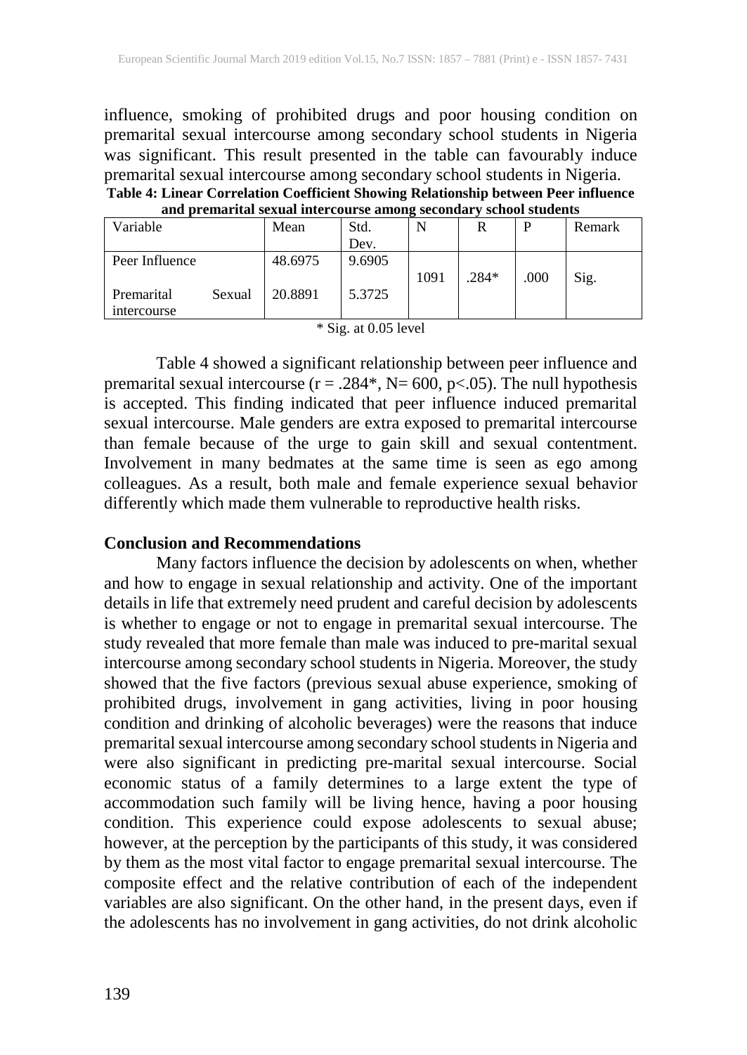influence, smoking of prohibited drugs and poor housing condition on premarital sexual intercourse among secondary school students in Nigeria was significant. This result presented in the table can favourably induce premarital sexual intercourse among secondary school students in Nigeria.

**Table 4: Linear Correlation Coefficient Showing Relationship between Peer influence and premarital sexual intercourse among secondary school students**

| Variable | Mean | Std. Dev. | N | R | P | Remark |
|---|---|---|---|---|---|---|
| Peer Influence | 48.6975 | 9.6905 | 1091 | .284* | .000 | Sig. |
| Premarital Sexual intercourse | 20.8891 | 5.3725 | | | | |

\* Sig. at 0.05 level

Table 4 showed a significant relationship between peer influence and premarital sexual intercourse ($r = .284^*$, $N = 600$, $p < .05$). The null hypothesis is accepted. This finding indicated that peer influence induced premarital sexual intercourse. Male genders are extra exposed to premarital intercourse than female because of the urge to gain skill and sexual contentment. Involvement in many bedmates at the same time is seen as ego among colleagues. As a result, both male and female experience sexual behavior differently which made them vulnerable to reproductive health risks.

## Conclusion and Recommendations

Many factors influence the decision by adolescents on when, whether and how to engage in sexual relationship and activity. One of the important details in life that extremely need prudent and careful decision by adolescents is whether to engage or not to engage in premarital sexual intercourse. The study revealed that more female than male was induced to pre-marital sexual intercourse among secondary school students in Nigeria. Moreover, the study showed that the five factors (previous sexual abuse experience, smoking of prohibited drugs, involvement in gang activities, living in poor housing condition and drinking of alcoholic beverages) were the reasons that induce premarital sexual intercourse among secondary school students in Nigeria and were also significant in predicting pre-marital sexual intercourse. Social economic status of a family determines to a large extent the type of accommodation such family will be living hence, having a poor housing condition. This experience could expose adolescents to sexual abuse; however, at the perception by the participants of this study, it was considered by them as the most vital factor to engage premarital sexual intercourse. The composite effect and the relative contribution of each of the independent variables are also significant. On the other hand, in the present days, even if the adolescents has no involvement in gang activities, do not drink alcoholic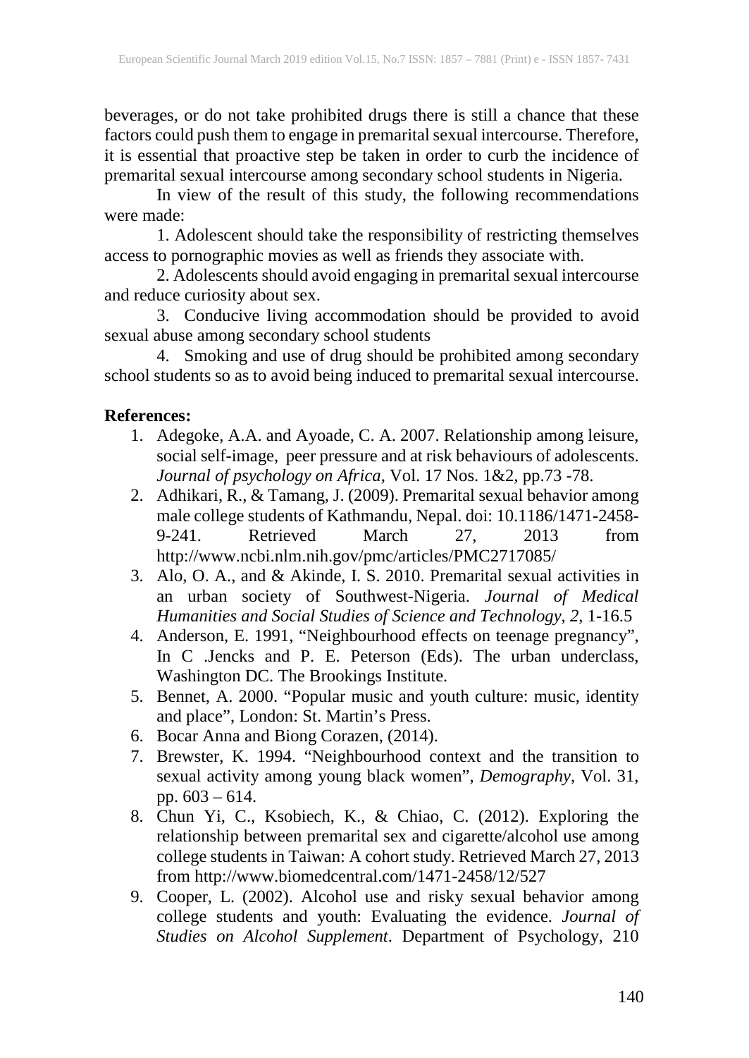beverages, or do not take prohibited drugs there is still a chance that these factors could push them to engage in premarital sexual intercourse. Therefore, it is essential that proactive step be taken in order to curb the incidence of premarital sexual intercourse among secondary school students in Nigeria.

In view of the result of this study, the following recommendations were made:

1. Adolescent should take the responsibility of restricting themselves access to pornographic movies as well as friends they associate with.

2. Adolescents should avoid engaging in premarital sexual intercourse and reduce curiosity about sex.

3. Conducive living accommodation should be provided to avoid sexual abuse among secondary school students

4. Smoking and use of drug should be prohibited among secondary school students so as to avoid being induced to premarital sexual intercourse.

**References:**

1. Adegoke, A.A. and Ayoade, C. A. 2007. Relationship among leisure, social self-image, peer pressure and at risk behaviours of adolescents. *Journal of psychology on Africa*, Vol. 17 Nos. 1&2, pp.73 -78.
2. Adhikari, R., & Tamang, J. (2009). Premarital sexual behavior among male college students of Kathmandu, Nepal. doi: 10.1186/1471-2458-9-241. Retrieved March 27, 2013 from http://www.ncbi.nlm.nih.gov/pmc/articles/PMC2717085/
3. Alo, O. A., and & Akinde, I. S. 2010. Premarital sexual activities in an urban society of Southwest-Nigeria. *Journal of Medical Humanities and Social Studies of Science and Technology*, *2*, 1-16.5
4. Anderson, E. 1991, "Neighbourhood effects on teenage pregnancy", In C .Jencks and P. E. Peterson (Eds). The urban underclass, Washington DC. The Brookings Institute.
5. Bennet, A. 2000. "Popular music and youth culture: music, identity and place", London: St. Martin's Press.
6. Bocar Anna and Biong Corazen, (2014).
7. Brewster, K. 1994. "Neighbourhood context and the transition to sexual activity among young black women", *Demography*, Vol. 31, pp. 603 – 614.
8. Chun Yi, C., Ksobiech, K., & Chiao, C. (2012). Exploring the relationship between premarital sex and cigarette/alcohol use among college students in Taiwan: A cohort study. Retrieved March 27, 2013 from http://www.biomedcentral.com/1471-2458/12/527
9. Cooper, L. (2002). Alcohol use and risky sexual behavior among college students and youth: Evaluating the evidence. *Journal of Studies on Alcohol Supplement*. Department of Psychology, 210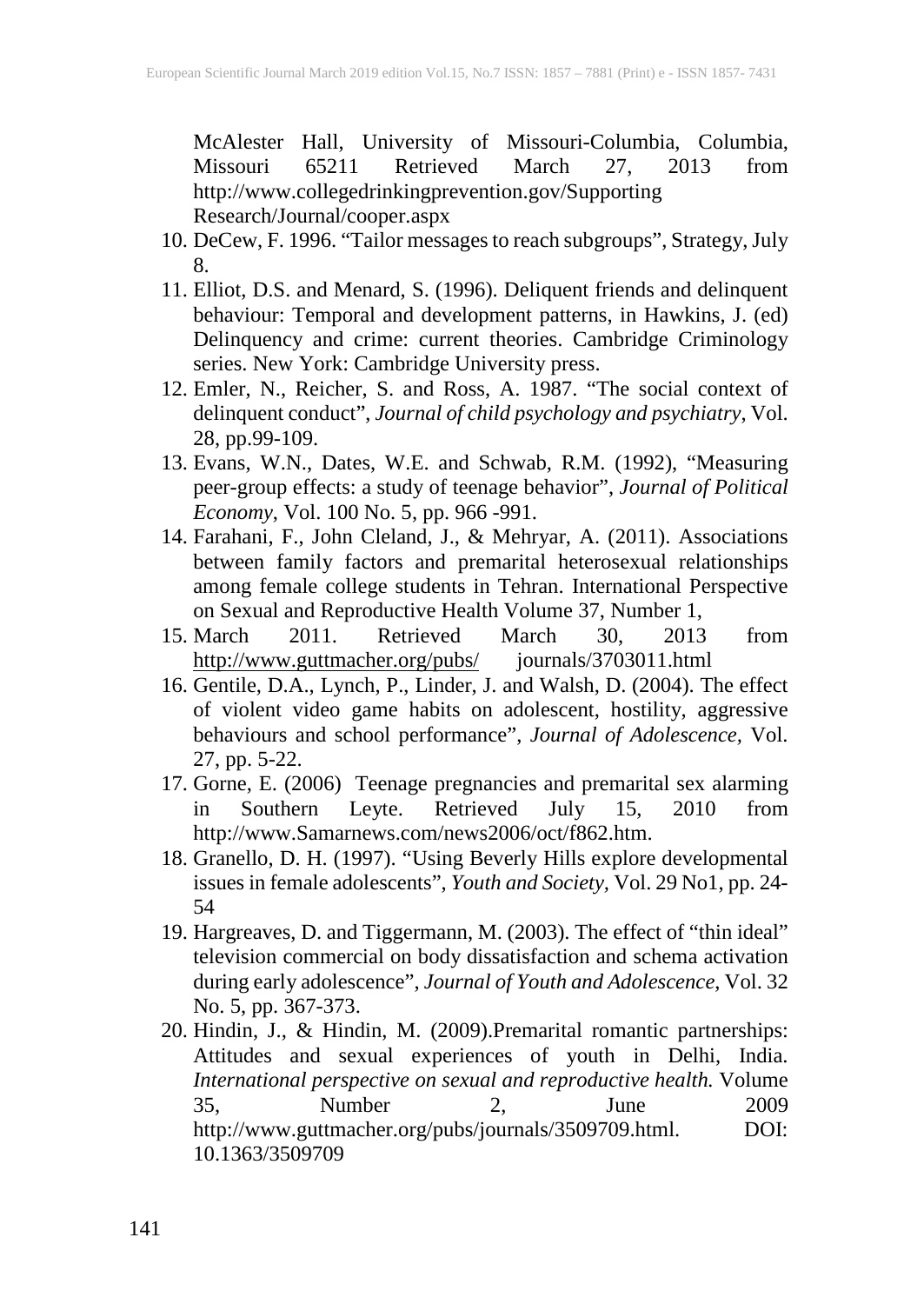McAlester Hall, University of Missouri-Columbia, Columbia, Missouri 65211 Retrieved March 27, 2013 from http://www.collegedrinkingprevention.gov/Supporting Research/Journal/cooper.aspx

10. DeCew, F. 1996. "Tailor messages to reach subgroups", Strategy, July 8.
11. Elliot, D.S. and Menard, S. (1996). Deliquent friends and delinquent behaviour: Temporal and development patterns, in Hawkins, J. (ed) Delinquency and crime: current theories. Cambridge Criminology series. New York: Cambridge University press.
12. Emler, N., Reicher, S. and Ross, A. 1987. "The social context of delinquent conduct", *Journal of child psychology and psychiatry*, Vol. 28, pp.99-109.
13. Evans, W.N., Dates, W.E. and Schwab, R.M. (1992), "Measuring peer-group effects: a study of teenage behavior", *Journal of Political Economy*, Vol. 100 No. 5, pp. 966 -991.
14. Farahani, F., John Cleland, J., & Mehryar, A. (2011). Associations between family factors and premarital heterosexual relationships among female college students in Tehran. International Perspective on Sexual and Reproductive Health Volume 37, Number 1,
15. March 2011. Retrieved March 30, 2013 from http://www.guttmacher.org/pubs/ journals/3703011.html
16. Gentile, D.A., Lynch, P., Linder, J. and Walsh, D. (2004). The effect of violent video game habits on adolescent, hostility, aggressive behaviours and school performance", *Journal of Adolescence*, Vol. 27, pp. 5-22.
17. Gorne, E. (2006) Teenage pregnancies and premarital sex alarming in Southern Leyte. Retrieved July 15, 2010 from http://www.Samarnews.com/news2006/oct/f862.htm.
18. Granello, D. H. (1997). "Using Beverly Hills explore developmental issues in female adolescents", *Youth and Society*, Vol. 29 No1, pp. 24-54
19. Hargreaves, D. and Tiggermann, M. (2003). The effect of "thin ideal" television commercial on body dissatisfaction and schema activation during early adolescence", *Journal of Youth and Adolescence*, Vol. 32 No. 5, pp. 367-373.
20. Hindin, J., & Hindin, M. (2009).Premarital romantic partnerships: Attitudes and sexual experiences of youth in Delhi, India. *International perspective on sexual and reproductive health.* Volume 35, Number 2, June 2009 http://www.guttmacher.org/pubs/journals/3509709.html. DOI: 10.1363/3509709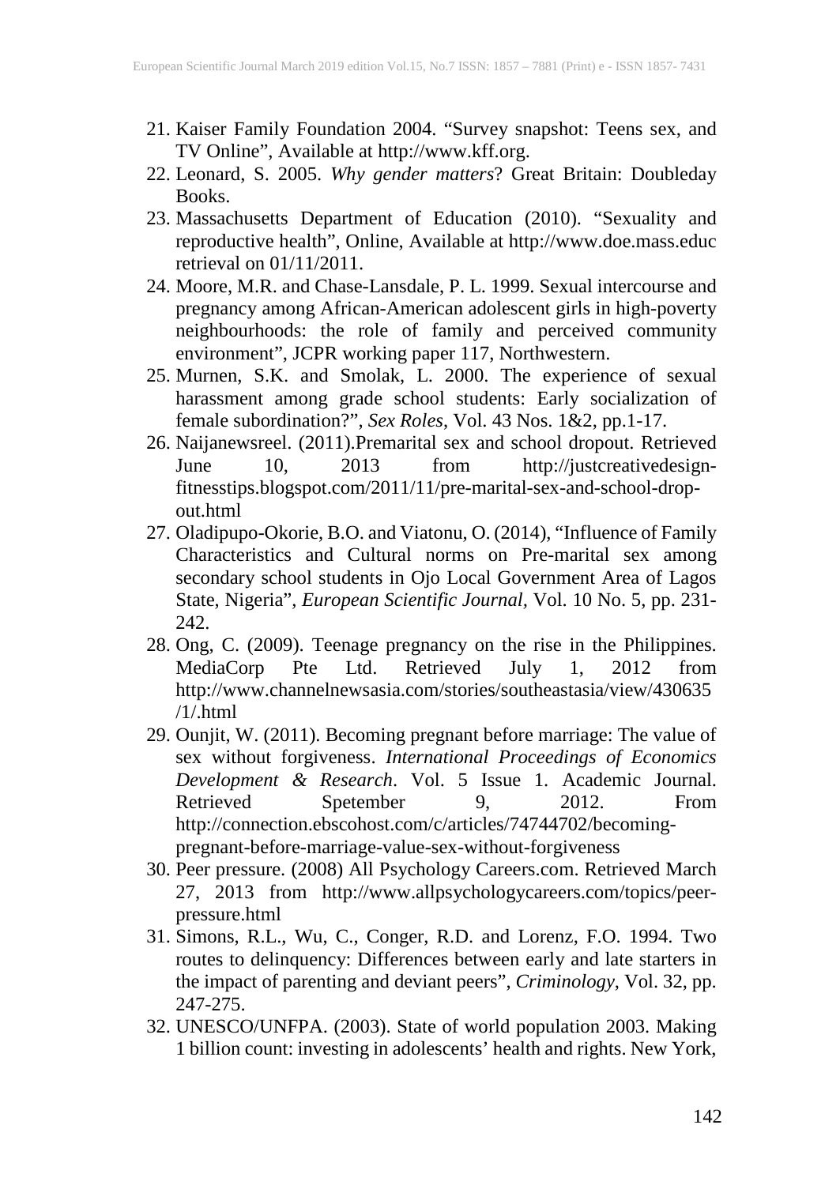21. Kaiser Family Foundation 2004. "Survey snapshot: Teens sex, and TV Online", Available at http://www.kff.org.
22. Leonard, S. 2005. *Why gender matters*? Great Britain: Doubleday Books.
23. Massachusetts Department of Education (2010). "Sexuality and reproductive health", Online, Available at http://www.doe.mass.educ retrieval on 01/11/2011.
24. Moore, M.R. and Chase-Lansdale, P. L. 1999. Sexual intercourse and pregnancy among African-American adolescent girls in high-poverty neighbourhoods: the role of family and perceived community environment", JCPR working paper 117, Northwestern.
25. Murnen, S.K. and Smolak, L. 2000. The experience of sexual harassment among grade school students: Early socialization of female subordination?", *Sex Roles*, Vol. 43 Nos. 1&2, pp.1-17.
26. Naijanewsreel. (2011).Premarital sex and school dropout. Retrieved June 10, 2013 from http://justcreativedesign-fitnesstips.blogspot.com/2011/11/pre-marital-sex-and-school-drop-out.html
27. Oladipupo-Okorie, B.O. and Viatonu, O. (2014), "Influence of Family Characteristics and Cultural norms on Pre-marital sex among secondary school students in Ojo Local Government Area of Lagos State, Nigeria", *European Scientific Journal*, Vol. 10 No. 5, pp. 231-242.
28. Ong, C. (2009). Teenage pregnancy on the rise in the Philippines. MediaCorp Pte Ltd. Retrieved July 1, 2012 from http://www.channelnewsasia.com/stories/southeastasia/view/430635/1/.html
29. Ounjit, W. (2011). Becoming pregnant before marriage: The value of sex without forgiveness. *International Proceedings of Economics Development & Research*. Vol. 5 Issue 1. Academic Journal. Retrieved Spetember 9, 2012. From http://connection.ebscohost.com/c/articles/74744702/becoming-pregnant-before-marriage-value-sex-without-forgiveness
30. Peer pressure. (2008) All Psychology Careers.com. Retrieved March 27, 2013 from http://www.allpsychologycareers.com/topics/peer-pressure.html
31. Simons, R.L., Wu, C., Conger, R.D. and Lorenz, F.O. 1994. Two routes to delinquency: Differences between early and late starters in the impact of parenting and deviant peers", *Criminology*, Vol. 32, pp. 247-275.
32. UNESCO/UNFPA. (2003). State of world population 2003. Making 1 billion count: investing in adolescents' health and rights. New York,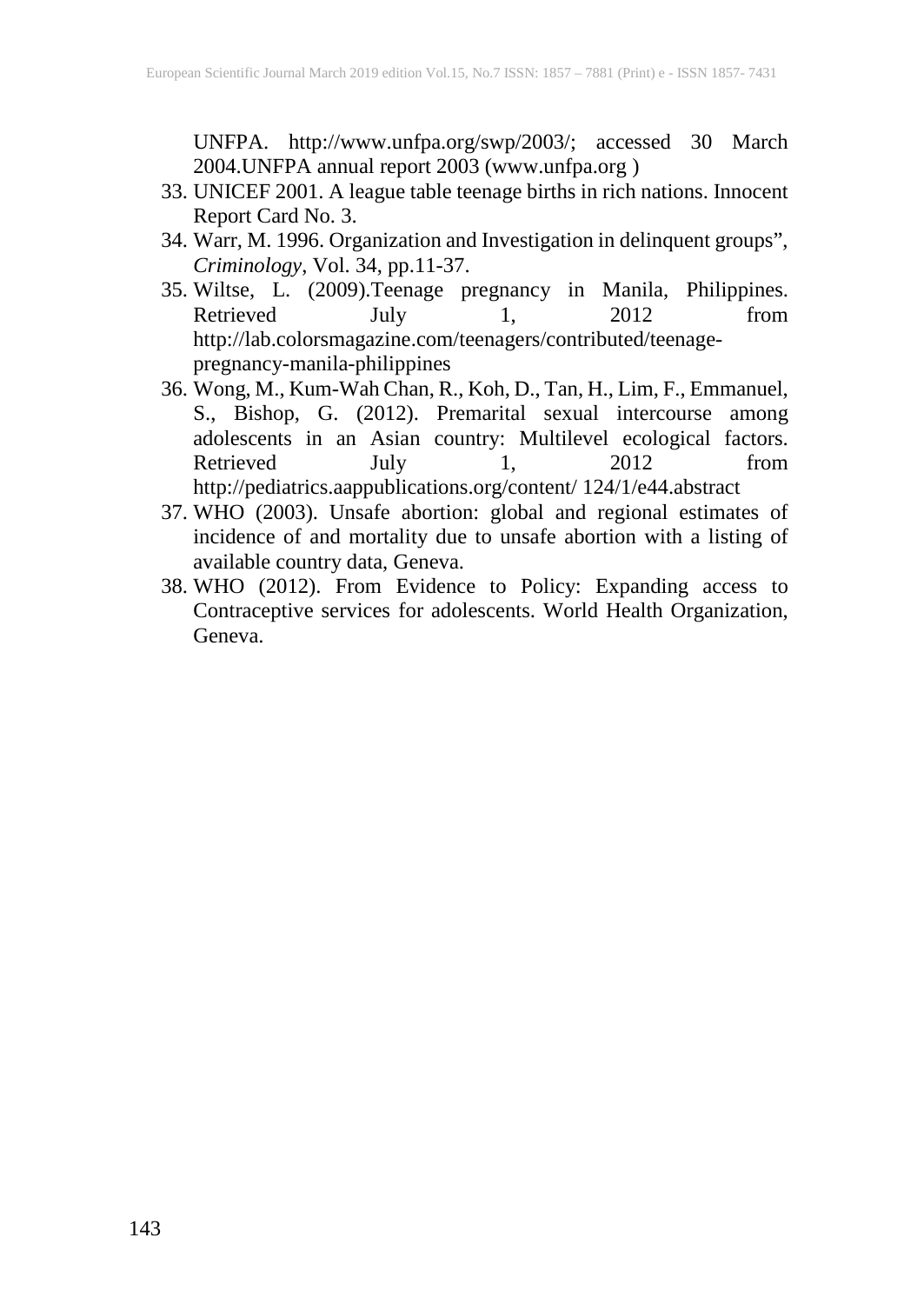UNFPA. http://www.unfpa.org/swp/2003/; accessed 30 March 2004.UNFPA annual report 2003 (www.unfpa.org )

33. UNICEF 2001. A league table teenage births in rich nations. Innocent Report Card No. 3.
34. Warr, M. 1996. Organization and Investigation in delinquent groups", *Criminology*, Vol. 34, pp.11-37.
35. Wiltse, L. (2009).Teenage pregnancy in Manila, Philippines. Retrieved July 1, 2012 from http://lab.colorsmagazine.com/teenagers/contributed/teenage-pregnancy-manila-philippines
36. Wong, M., Kum-Wah Chan, R., Koh, D., Tan, H., Lim, F., Emmanuel, S., Bishop, G. (2012). Premarital sexual intercourse among adolescents in an Asian country: Multilevel ecological factors. Retrieved July 1, 2012 from http://pediatrics.aappublications.org/content/ 124/1/e44.abstract
37. WHO (2003). Unsafe abortion: global and regional estimates of incidence of and mortality due to unsafe abortion with a listing of available country data, Geneva.
38. WHO (2012). From Evidence to Policy: Expanding access to Contraceptive services for adolescents. World Health Organization, Geneva.